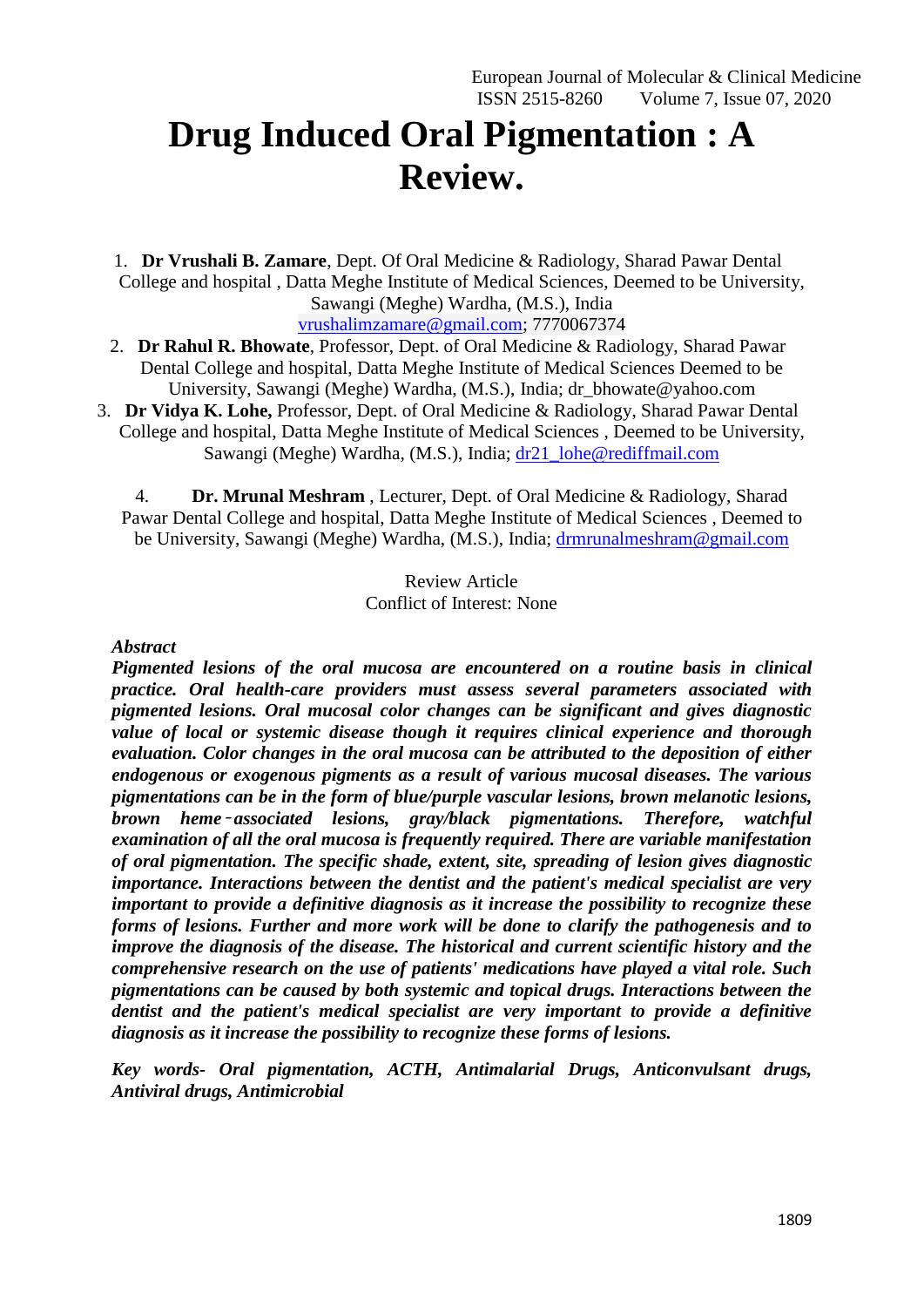# Drug Induced Oral Pigmentation : A Review.

1. **Dr Vrushali B. Zamare**, Dept. Of Oral Medicine & Radiology, Sharad Pawar Dental College and hospital , Datta Meghe Institute of Medical Sciences, Deemed to be University, Sawangi (Meghe) Wardha, (M.S.), India vrushalimzamare@gmail.com; 7770067374
2. **Dr Rahul R. Bhowate**, Professor, Dept. of Oral Medicine & Radiology, Sharad Pawar Dental College and hospital, Datta Meghe Institute of Medical Sciences Deemed to be University, Sawangi (Meghe) Wardha, (M.S.), India; dr_bhowate@yahoo.com
3. **Dr Vidya K. Lohe,** Professor, Dept. of Oral Medicine & Radiology, Sharad Pawar Dental College and hospital, Datta Meghe Institute of Medical Sciences , Deemed to be University, Sawangi (Meghe) Wardha, (M.S.), India; dr21_lohe@rediffmail.com
4. **Dr. Mrunal Meshram** , Lecturer, Dept. of Oral Medicine & Radiology, Sharad Pawar Dental College and hospital, Datta Meghe Institute of Medical Sciences , Deemed to be University, Sawangi (Meghe) Wardha, (M.S.), India; drmrunalmeshram@gmail.com

Review Article
Conflict of Interest: None

***Abstract***

***Pigmented lesions of the oral mucosa are encountered on a routine basis in clinical practice. Oral health-care providers must assess several parameters associated with pigmented lesions. Oral mucosal color changes can be significant and gives diagnostic value of local or systemic disease though it requires clinical experience and thorough evaluation. Color changes in the oral mucosa can be attributed to the deposition of either endogenous or exogenous pigments as a result of various mucosal diseases. The various pigmentations can be in the form of blue/purple vascular lesions, brown melanotic lesions, brown heme‐associated lesions, gray/black pigmentations. Therefore, watchful examination of all the oral mucosa is frequently required. There are variable manifestation of oral pigmentation. The specific shade, extent, site, spreading of lesion gives diagnostic importance. Interactions between the dentist and the patient's medical specialist are very important to provide a definitive diagnosis as it increase the possibility to recognize these forms of lesions. Further and more work will be done to clarify the pathogenesis and to improve the diagnosis of the disease. The historical and current scientific history and the comprehensive research on the use of patients' medications have played a vital role. Such pigmentations can be caused by both systemic and topical drugs. Interactions between the dentist and the patient's medical specialist are very important to provide a definitive diagnosis as it increase the possibility to recognize these forms of lesions.***

***Key words- Oral pigmentation, ACTH, Antimalarial Drugs, Anticonvulsant drugs, Antiviral drugs, Antimicrobial***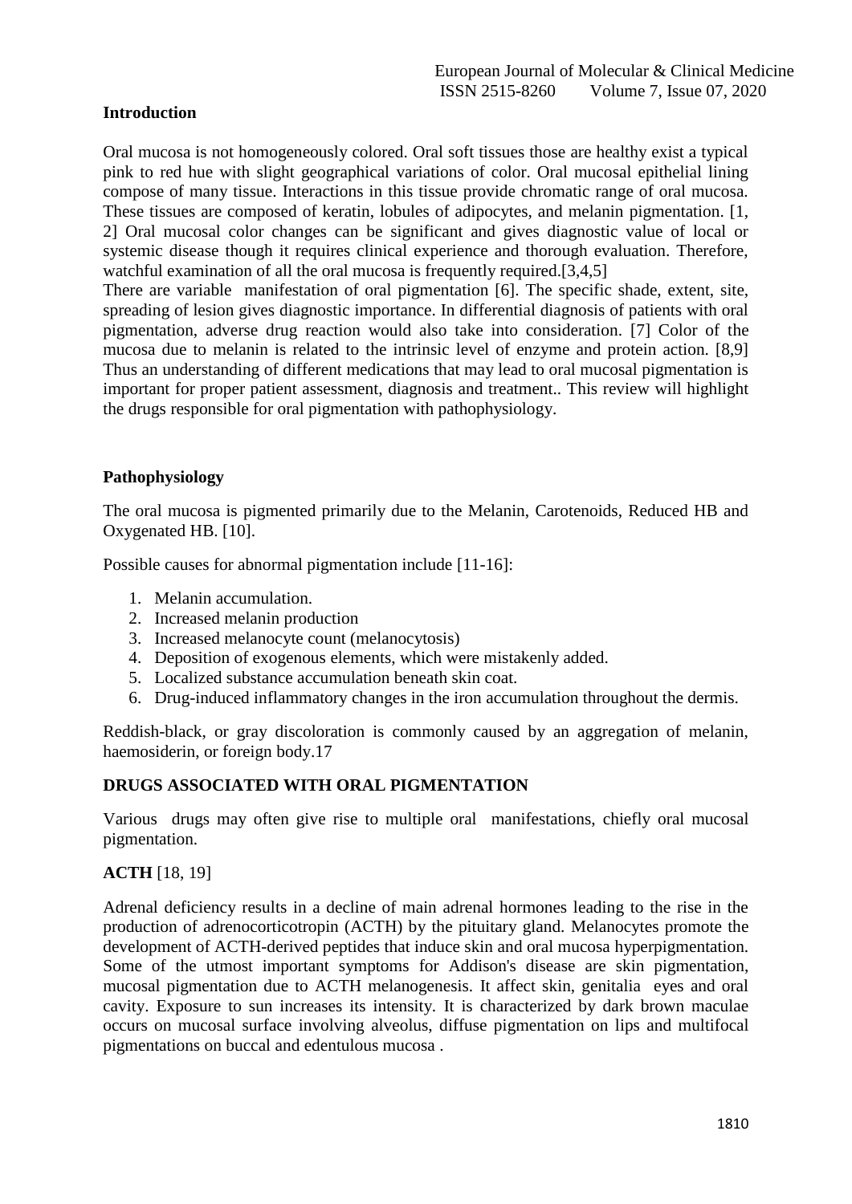## Introduction

Oral mucosa is not homogeneously colored. Oral soft tissues those are healthy exist a typical pink to red hue with slight geographical variations of color. Oral mucosal epithelial lining compose of many tissue. Interactions in this tissue provide chromatic range of oral mucosa. These tissues are composed of keratin, lobules of adipocytes, and melanin pigmentation. [1, 2] Oral mucosal color changes can be significant and gives diagnostic value of local or systemic disease though it requires clinical experience and thorough evaluation. Therefore, watchful examination of all the oral mucosa is frequently required.[3,4,5]

There are variable manifestation of oral pigmentation [6]. The specific shade, extent, site, spreading of lesion gives diagnostic importance. In differential diagnosis of patients with oral pigmentation, adverse drug reaction would also take into consideration. [7] Color of the mucosa due to melanin is related to the intrinsic level of enzyme and protein action. [8,9] Thus an understanding of different medications that may lead to oral mucosal pigmentation is important for proper patient assessment, diagnosis and treatment.. This review will highlight the drugs responsible for oral pigmentation with pathophysiology.

## Pathophysiology

The oral mucosa is pigmented primarily due to the Melanin, Carotenoids, Reduced HB and Oxygenated HB. [10].

Possible causes for abnormal pigmentation include [11-16]:

1. Melanin accumulation.
2. Increased melanin production
3. Increased melanocyte count (melanocytosis)
4. Deposition of exogenous elements, which were mistakenly added.
5. Localized substance accumulation beneath skin coat.
6. Drug-induced inflammatory changes in the iron accumulation throughout the dermis.

Reddish-black, or gray discoloration is commonly caused by an aggregation of melanin, haemosiderin, or foreign body.17

## DRUGS ASSOCIATED WITH ORAL PIGMENTATION

Various drugs may often give rise to multiple oral manifestations, chiefly oral mucosal pigmentation.

**ACTH** [18, 19]

Adrenal deficiency results in a decline of main adrenal hormones leading to the rise in the production of adrenocorticotropin (ACTH) by the pituitary gland. Melanocytes promote the development of ACTH-derived peptides that induce skin and oral mucosa hyperpigmentation. Some of the utmost important symptoms for Addison's disease are skin pigmentation, mucosal pigmentation due to ACTH melanogenesis. It affect skin, genitalia eyes and oral cavity. Exposure to sun increases its intensity. It is characterized by dark brown maculae occurs on mucosal surface involving alveolus, diffuse pigmentation on lips and multifocal pigmentations on buccal and edentulous mucosa .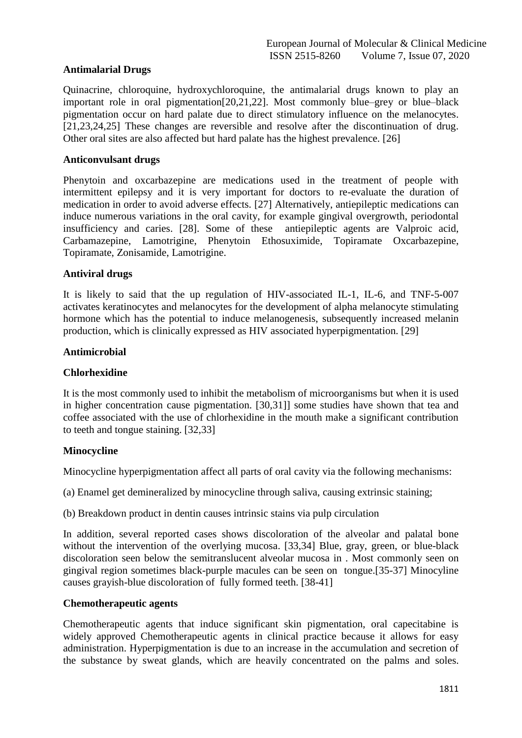**Antimalarial Drugs**

Quinacrine, chloroquine, hydroxychloroquine, the antimalarial drugs known to play an important role in oral pigmentation[20,21,22]. Most commonly blue–grey or blue–black pigmentation occur on hard palate due to direct stimulatory influence on the melanocytes. [21,23,24,25] These changes are reversible and resolve after the discontinuation of drug. Other oral sites are also affected but hard palate has the highest prevalence. [26]

**Anticonvulsant drugs**

Phenytoin and oxcarbazepine are medications used in the treatment of people with intermittent epilepsy and it is very important for doctors to re-evaluate the duration of medication in order to avoid adverse effects. [27] Alternatively, antiepileptic medications can induce numerous variations in the oral cavity, for example gingival overgrowth, periodontal insufficiency and caries. [28]. Some of these antiepileptic agents are Valproic acid, Carbamazepine, Lamotrigine, Phenytoin Ethosuximide, Topiramate Oxcarbazepine, Topiramate, Zonisamide, Lamotrigine.

**Antiviral drugs**

It is likely to said that the up regulation of HIV-associated IL-1, IL-6, and TNF-5-007 activates keratinocytes and melanocytes for the development of alpha melanocyte stimulating hormone which has the potential to induce melanogenesis, subsequently increased melanin production, which is clinically expressed as HIV associated hyperpigmentation. [29]

**Antimicrobial**

**Chlorhexidine**

It is the most commonly used to inhibit the metabolism of microorganisms but when it is used in higher concentration cause pigmentation. [30,31]] some studies have shown that tea and coffee associated with the use of chlorhexidine in the mouth make a significant contribution to teeth and tongue staining. [32,33]

**Minocycline**

Minocycline hyperpigmentation affect all parts of oral cavity via the following mechanisms:

(a) Enamel get demineralized by minocycline through saliva, causing extrinsic staining;

(b) Breakdown product in dentin causes intrinsic stains via pulp circulation

In addition, several reported cases shows discoloration of the alveolar and palatal bone without the intervention of the overlying mucosa. [33,34] Blue, gray, green, or blue-black discoloration seen below the semitranslucent alveolar mucosa in . Most commonly seen on gingival region sometimes black-purple macules can be seen on tongue.[35-37] Minocyline causes grayish-blue discoloration of fully formed teeth. [38-41]

**Chemotherapeutic agents**

Chemotherapeutic agents that induce significant skin pigmentation, oral capecitabine is widely approved Chemotherapeutic agents in clinical practice because it allows for easy administration. Hyperpigmentation is due to an increase in the accumulation and secretion of the substance by sweat glands, which are heavily concentrated on the palms and soles.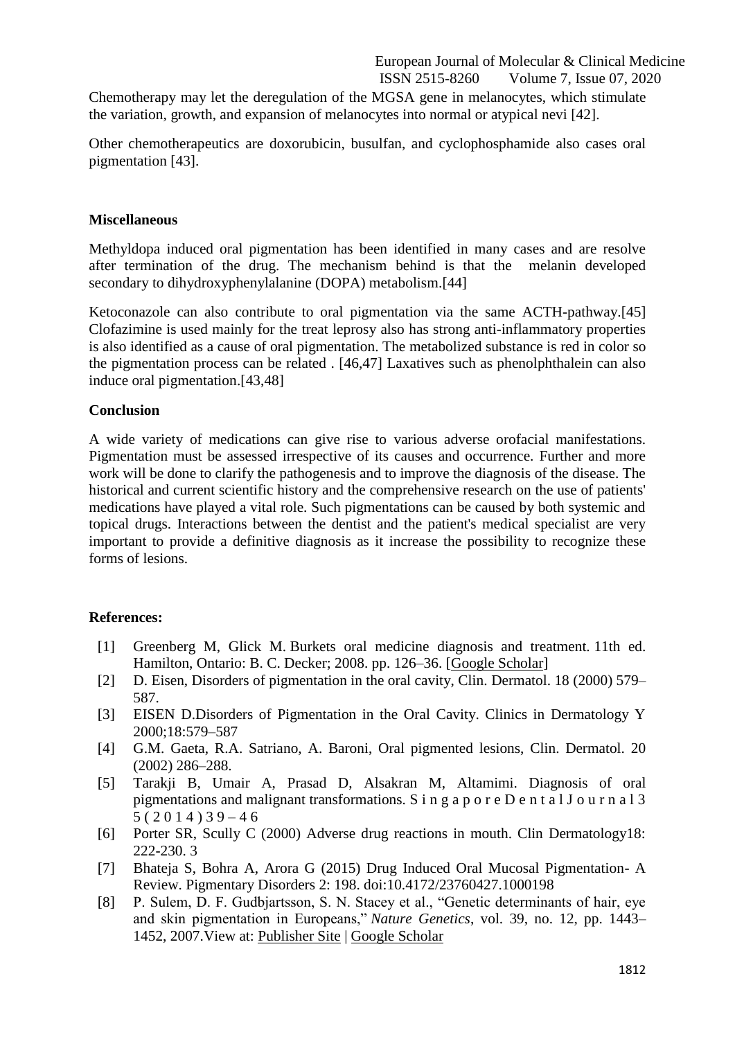Chemotherapy may let the deregulation of the MGSA gene in melanocytes, which stimulate the variation, growth, and expansion of melanocytes into normal or atypical nevi [42].

Other chemotherapeutics are doxorubicin, busulfan, and cyclophosphamide also cases oral pigmentation [43].

### Miscellaneous

Methyldopa induced oral pigmentation has been identified in many cases and are resolve after termination of the drug. The mechanism behind is that the melanin developed secondary to dihydroxyphenylalanine (DOPA) metabolism.[44]

Ketoconazole can also contribute to oral pigmentation via the same ACTH-pathway.[45] Clofazimine is used mainly for the treat leprosy also has strong anti-inflammatory properties is also identified as a cause of oral pigmentation. The metabolized substance is red in color so the pigmentation process can be related . [46,47] Laxatives such as phenolphthalein can also induce oral pigmentation.[43,48]

### Conclusion

A wide variety of medications can give rise to various adverse orofacial manifestations. Pigmentation must be assessed irrespective of its causes and occurrence. Further and more work will be done to clarify the pathogenesis and to improve the diagnosis of the disease. The historical and current scientific history and the comprehensive research on the use of patients' medications have played a vital role. Such pigmentations can be caused by both systemic and topical drugs. Interactions between the dentist and the patient's medical specialist are very important to provide a definitive diagnosis as it increase the possibility to recognize these forms of lesions.

### References:

[1] Greenberg M, Glick M. Burkets oral medicine diagnosis and treatment. 11th ed. Hamilton, Ontario: B. C. Decker; 2008. pp. 126–36. [Google Scholar]

[2] D. Eisen, Disorders of pigmentation in the oral cavity, Clin. Dermatol. 18 (2000) 579–587.

[3] EISEN D.Disorders of Pigmentation in the Oral Cavity. Clinics in Dermatology Y 2000;18:579–587

[4] G.M. Gaeta, R.A. Satriano, A. Baroni, Oral pigmented lesions, Clin. Dermatol. 20 (2002) 286–288.

[5] Tarakji B, Umair A, Prasad D, Alsakran M, Altamimi. Diagnosis of oral pigmentations and malignant transformations. S i n g a p o r e D e n t a l J o u r n a l 3 5 ( 2 0 1 4 ) 3 9 – 4 6

[6] Porter SR, Scully C (2000) Adverse drug reactions in mouth. Clin Dermatology18: 222-230. 3

[7] Bhateja S, Bohra A, Arora G (2015) Drug Induced Oral Mucosal Pigmentation- A Review. Pigmentary Disorders 2: 198. doi:10.4172/23760427.1000198

[8] P. Sulem, D. F. Gudbjartsson, S. N. Stacey et al., "Genetic determinants of hair, eye and skin pigmentation in Europeans," *Nature Genetics*, vol. 39, no. 12, pp. 1443–1452, 2007.View at: Publisher Site | Google Scholar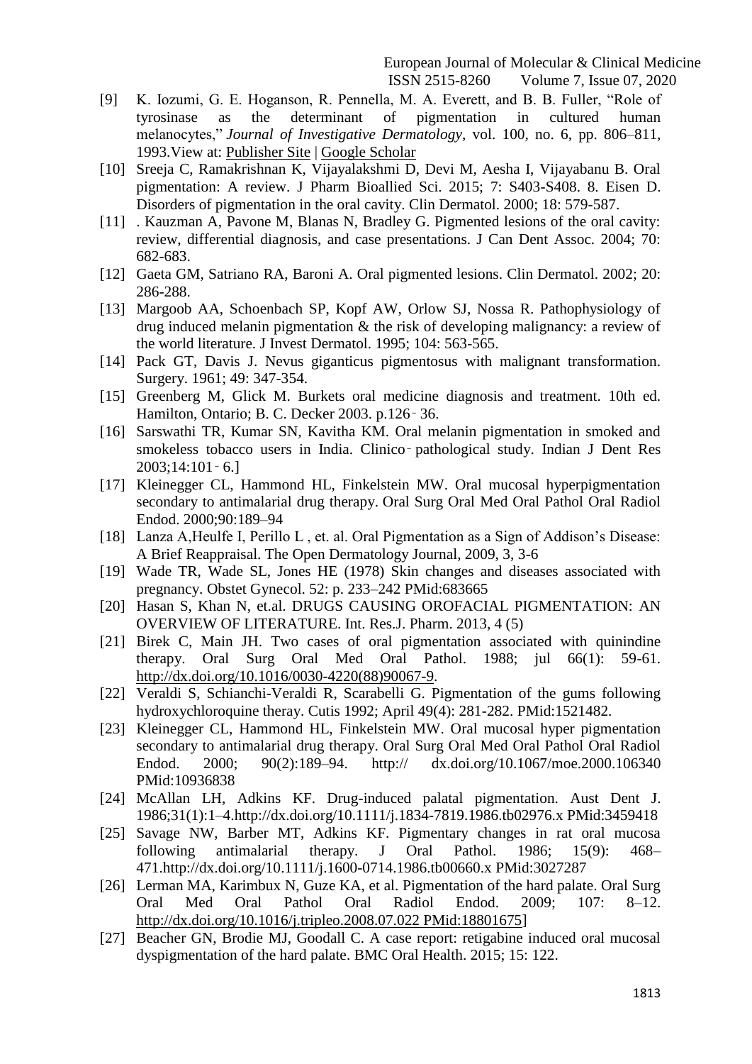[9] K. Iozumi, G. E. Hoganson, R. Pennella, M. A. Everett, and B. B. Fuller, "Role of tyrosinase as the determinant of pigmentation in cultured human melanocytes," *Journal of Investigative Dermatology*, vol. 100, no. 6, pp. 806–811, 1993.View at: Publisher Site | Google Scholar

[10] Sreeja C, Ramakrishnan K, Vijayalakshmi D, Devi M, Aesha I, Vijayabanu B. Oral pigmentation: A review. J Pharm Bioallied Sci. 2015; 7: S403-S408. 8. Eisen D. Disorders of pigmentation in the oral cavity. Clin Dermatol. 2000; 18: 579-587.

[11] . Kauzman A, Pavone M, Blanas N, Bradley G. Pigmented lesions of the oral cavity: review, differential diagnosis, and case presentations. J Can Dent Assoc. 2004; 70: 682-683.

[12] Gaeta GM, Satriano RA, Baroni A. Oral pigmented lesions. Clin Dermatol. 2002; 20: 286-288.

[13] Margoob AA, Schoenbach SP, Kopf AW, Orlow SJ, Nossa R. Pathophysiology of drug induced melanin pigmentation & the risk of developing malignancy: a review of the world literature. J Invest Dermatol. 1995; 104: 563-565.

[14] Pack GT, Davis J. Nevus giganticus pigmentosus with malignant transformation. Surgery. 1961; 49: 347-354.

[15] Greenberg M, Glick M. Burkets oral medicine diagnosis and treatment. 10th ed. Hamilton, Ontario; B. C. Decker 2003. p.126‑36.

[16] Sarswathi TR, Kumar SN, Kavitha KM. Oral melanin pigmentation in smoked and smokeless tobacco users in India. Clinico‑pathological study. Indian J Dent Res 2003;14:101‑6.]

[17] Kleinegger CL, Hammond HL, Finkelstein MW. Oral mucosal hyperpigmentation secondary to antimalarial drug therapy. Oral Surg Oral Med Oral Pathol Oral Radiol Endod. 2000;90:189–94

[18] Lanza A,Heulfe I, Perillo L , et. al. Oral Pigmentation as a Sign of Addison's Disease: A Brief Reappraisal. The Open Dermatology Journal, 2009, 3, 3-6

[19] Wade TR, Wade SL, Jones HE (1978) Skin changes and diseases associated with pregnancy. Obstet Gynecol. 52: p. 233–242 PMid:683665

[20] Hasan S, Khan N, et.al. DRUGS CAUSING OROFACIAL PIGMENTATION: AN OVERVIEW OF LITERATURE. Int. Res.J. Pharm. 2013, 4 (5)

[21] Birek C, Main JH. Two cases of oral pigmentation associated with quinindine therapy. Oral Surg Oral Med Oral Pathol. 1988; jul 66(1): 59-61. http://dx.doi.org/10.1016/0030-4220(88)90067-9.

[22] Veraldi S, Schianchi-Veraldi R, Scarabelli G. Pigmentation of the gums following hydroxychloroquine theray. Cutis 1992; April 49(4): 281-282. PMid:1521482.

[23] Kleinegger CL, Hammond HL, Finkelstein MW. Oral mucosal hyper pigmentation secondary to antimalarial drug therapy. Oral Surg Oral Med Oral Pathol Oral Radiol Endod. 2000; 90(2):189–94. http:// dx.doi.org/10.1067/moe.2000.106340 PMid:10936838

[24] McAllan LH, Adkins KF. Drug-induced palatal pigmentation. Aust Dent J. 1986;31(1):1–4.http://dx.doi.org/10.1111/j.1834-7819.1986.tb02976.x PMid:3459418

[25] Savage NW, Barber MT, Adkins KF. Pigmentary changes in rat oral mucosa following antimalarial therapy. J Oral Pathol. 1986; 15(9): 468–471.http://dx.doi.org/10.1111/j.1600-0714.1986.tb00660.x PMid:3027287

[26] Lerman MA, Karimbux N, Guze KA, et al. Pigmentation of the hard palate. Oral Surg Oral Med Oral Pathol Oral Radiol Endod. 2009; 107: 8–12. http://dx.doi.org/10.1016/j.tripleo.2008.07.022 PMid:18801675]

[27] Beacher GN, Brodie MJ, Goodall C. A case report: retigabine induced oral mucosal dyspigmentation of the hard palate. BMC Oral Health. 2015; 15: 122.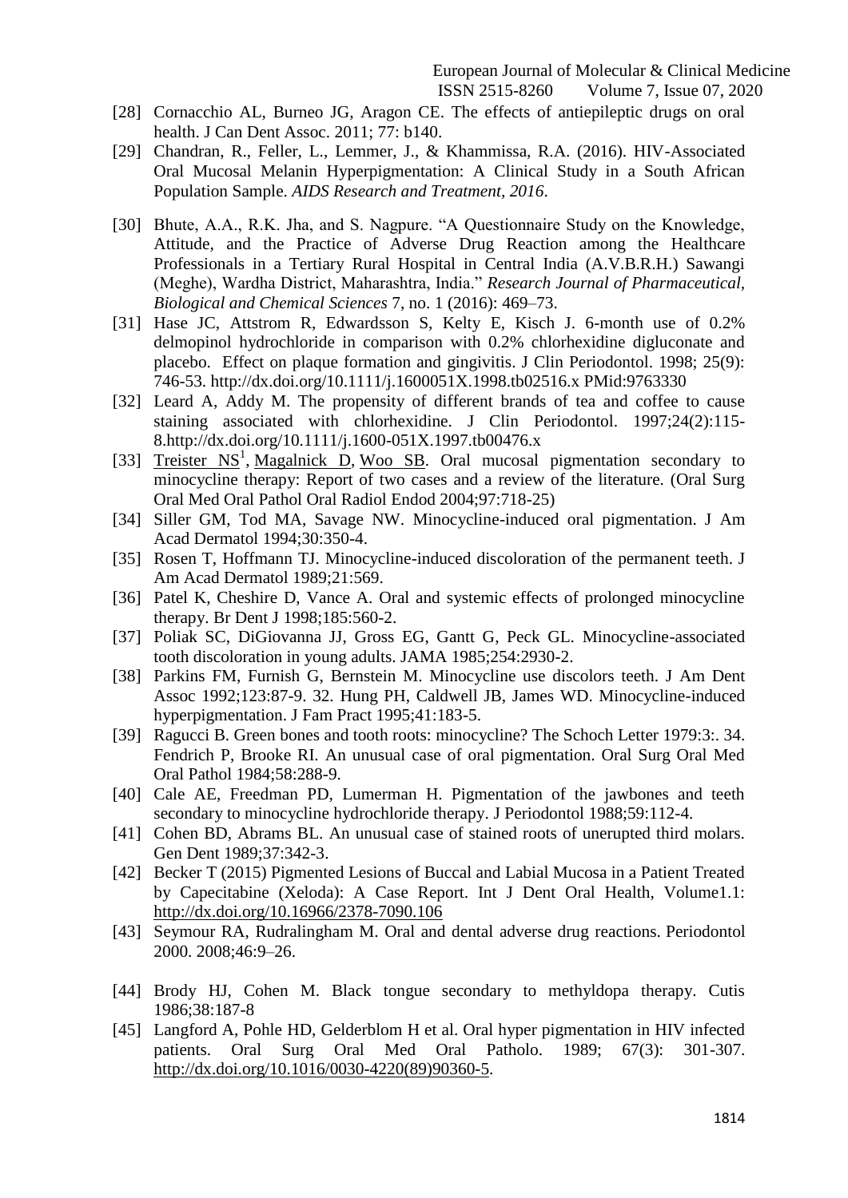[28] Cornacchio AL, Burneo JG, Aragon CE. The effects of antiepileptic drugs on oral health. J Can Dent Assoc. 2011; 77: b140.

[29] Chandran, R., Feller, L., Lemmer, J., & Khammissa, R.A. (2016). HIV-Associated Oral Mucosal Melanin Hyperpigmentation: A Clinical Study in a South African Population Sample. *AIDS Research and Treatment, 2016*.

[30] Bhute, A.A., R.K. Jha, and S. Nagpure. "A Questionnaire Study on the Knowledge, Attitude, and the Practice of Adverse Drug Reaction among the Healthcare Professionals in a Tertiary Rural Hospital in Central India (A.V.B.R.H.) Sawangi (Meghe), Wardha District, Maharashtra, India." *Research Journal of Pharmaceutical, Biological and Chemical Sciences* 7, no. 1 (2016): 469–73.

[31] Hase JC, Attstrom R, Edwardsson S, Kelty E, Kisch J. 6-month use of 0.2% delmopinol hydrochloride in comparison with 0.2% chlorhexidine digluconate and placebo. Effect on plaque formation and gingivitis. J Clin Periodontol. 1998; 25(9): 746-53. http://dx.doi.org/10.1111/j.1600051X.1998.tb02516.x PMid:9763330

[32] Leard A, Addy M. The propensity of different brands of tea and coffee to cause staining associated with chlorhexidine. J Clin Periodontol. 1997;24(2):115-8.http://dx.doi.org/10.1111/j.1600-051X.1997.tb00476.x

[33] Treister NS[1], Magalnick D, Woo SB. Oral mucosal pigmentation secondary to minocycline therapy: Report of two cases and a review of the literature. (Oral Surg Oral Med Oral Pathol Oral Radiol Endod 2004;97:718-25)

[34] Siller GM, Tod MA, Savage NW. Minocycline-induced oral pigmentation. J Am Acad Dermatol 1994;30:350-4.

[35] Rosen T, Hoffmann TJ. Minocycline-induced discoloration of the permanent teeth. J Am Acad Dermatol 1989;21:569.

[36] Patel K, Cheshire D, Vance A. Oral and systemic effects of prolonged minocycline therapy. Br Dent J 1998;185:560-2.

[37] Poliak SC, DiGiovanna JJ, Gross EG, Gantt G, Peck GL. Minocycline-associated tooth discoloration in young adults. JAMA 1985;254:2930-2.

[38] Parkins FM, Furnish G, Bernstein M. Minocycline use discolors teeth. J Am Dent Assoc 1992;123:87-9. 32. Hung PH, Caldwell JB, James WD. Minocycline-induced hyperpigmentation. J Fam Pract 1995;41:183-5.

[39] Ragucci B. Green bones and tooth roots: minocycline? The Schoch Letter 1979:3:. 34. Fendrich P, Brooke RI. An unusual case of oral pigmentation. Oral Surg Oral Med Oral Pathol 1984;58:288-9.

[40] Cale AE, Freedman PD, Lumerman H. Pigmentation of the jawbones and teeth secondary to minocycline hydrochloride therapy. J Periodontol 1988;59:112-4.

[41] Cohen BD, Abrams BL. An unusual case of stained roots of unerupted third molars. Gen Dent 1989;37:342-3.

[42] Becker T (2015) Pigmented Lesions of Buccal and Labial Mucosa in a Patient Treated by Capecitabine (Xeloda): A Case Report. Int J Dent Oral Health, Volume1.1: http://dx.doi.org/10.16966/2378-7090.106

[43] Seymour RA, Rudralingham M. Oral and dental adverse drug reactions. Periodontol 2000. 2008;46:9–26.

[44] Brody HJ, Cohen M. Black tongue secondary to methyldopa therapy. Cutis 1986;38:187-8

[45] Langford A, Pohle HD, Gelderblom H et al. Oral hyper pigmentation in HIV infected patients. Oral Surg Oral Med Oral Patholo. 1989; 67(3): 301-307. http://dx.doi.org/10.1016/0030-4220(89)90360-5.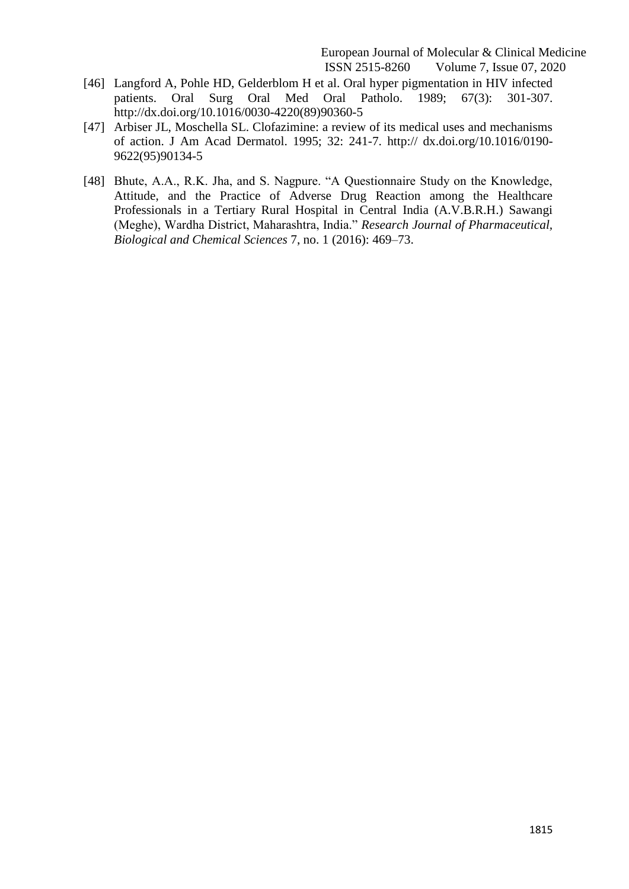[46] Langford A, Pohle HD, Gelderblom H et al. Oral hyper pigmentation in HIV infected patients. Oral Surg Oral Med Oral Patholo. 1989; 67(3): 301-307. http://dx.doi.org/10.1016/0030-4220(89)90360-5

[47] Arbiser JL, Moschella SL. Clofazimine: a review of its medical uses and mechanisms of action. J Am Acad Dermatol. 1995; 32: 241-7. http:// dx.doi.org/10.1016/0190-9622(95)90134-5

[48] Bhute, A.A., R.K. Jha, and S. Nagpure. "A Questionnaire Study on the Knowledge, Attitude, and the Practice of Adverse Drug Reaction among the Healthcare Professionals in a Tertiary Rural Hospital in Central India (A.V.B.R.H.) Sawangi (Meghe), Wardha District, Maharashtra, India." *Research Journal of Pharmaceutical, Biological and Chemical Sciences* 7, no. 1 (2016): 469–73.